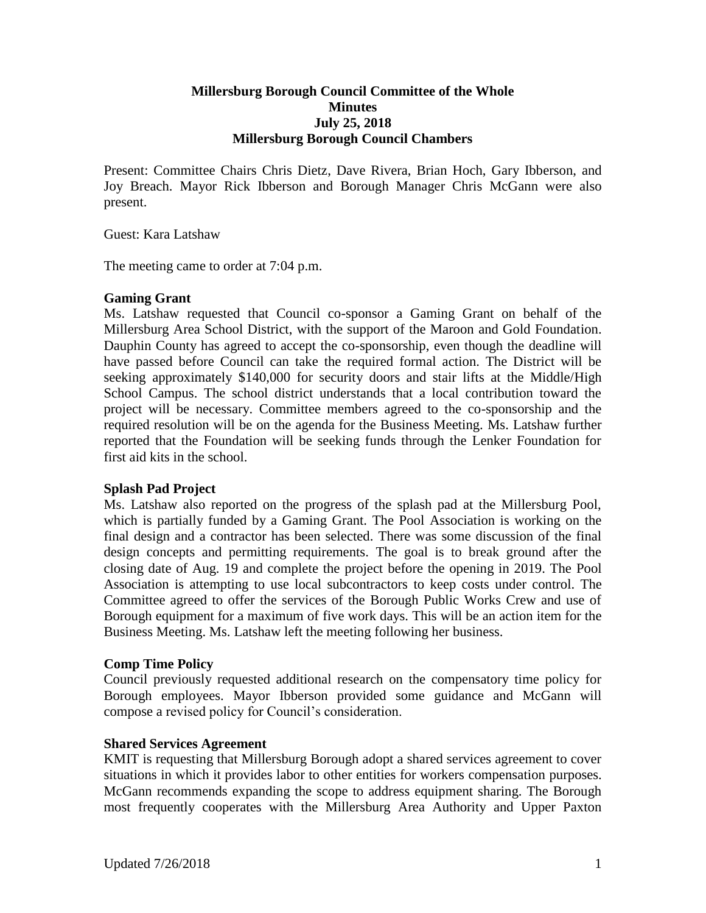**Millersburg Borough Council Committee of the Whole**
**Minutes**
**July 25, 2018**
**Millersburg Borough Council Chambers**

Present: Committee Chairs Chris Dietz, Dave Rivera, Brian Hoch, Gary Ibberson, and Joy Breach. Mayor Rick Ibberson and Borough Manager Chris McGann were also present.

Guest: Kara Latshaw

The meeting came to order at 7:04 p.m.

**Gaming Grant**

Ms. Latshaw requested that Council co-sponsor a Gaming Grant on behalf of the Millersburg Area School District, with the support of the Maroon and Gold Foundation. Dauphin County has agreed to accept the co-sponsorship, even though the deadline will have passed before Council can take the required formal action. The District will be seeking approximately $140,000 for security doors and stair lifts at the Middle/High School Campus. The school district understands that a local contribution toward the project will be necessary. Committee members agreed to the co-sponsorship and the required resolution will be on the agenda for the Business Meeting. Ms. Latshaw further reported that the Foundation will be seeking funds through the Lenker Foundation for first aid kits in the school.

**Splash Pad Project**

Ms. Latshaw also reported on the progress of the splash pad at the Millersburg Pool, which is partially funded by a Gaming Grant. The Pool Association is working on the final design and a contractor has been selected. There was some discussion of the final design concepts and permitting requirements. The goal is to break ground after the closing date of Aug. 19 and complete the project before the opening in 2019. The Pool Association is attempting to use local subcontractors to keep costs under control. The Committee agreed to offer the services of the Borough Public Works Crew and use of Borough equipment for a maximum of five work days. This will be an action item for the Business Meeting. Ms. Latshaw left the meeting following her business.

**Comp Time Policy**

Council previously requested additional research on the compensatory time policy for Borough employees. Mayor Ibberson provided some guidance and McGann will compose a revised policy for Council's consideration.

**Shared Services Agreement**

KMIT is requesting that Millersburg Borough adopt a shared services agreement to cover situations in which it provides labor to other entities for workers compensation purposes. McGann recommends expanding the scope to address equipment sharing. The Borough most frequently cooperates with the Millersburg Area Authority and Upper Paxton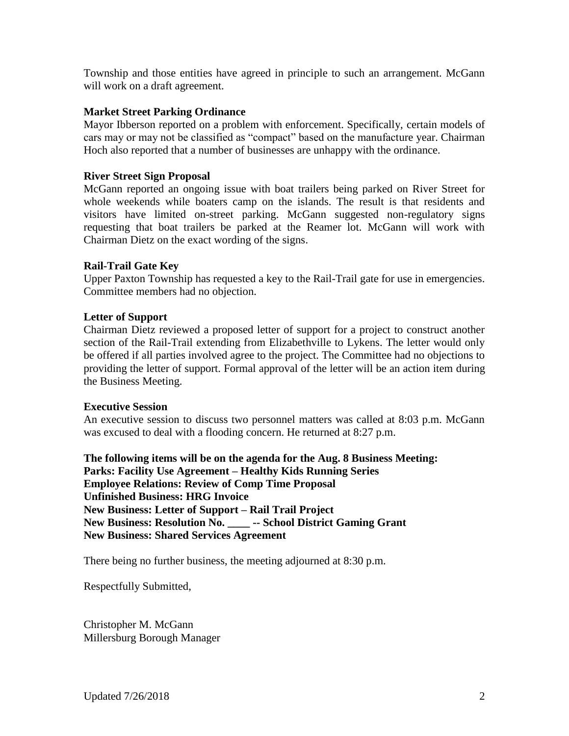Township and those entities have agreed in principle to such an arrangement. McGann will work on a draft agreement.

**Market Street Parking Ordinance**
Mayor Ibberson reported on a problem with enforcement. Specifically, certain models of cars may or may not be classified as "compact" based on the manufacture year. Chairman Hoch also reported that a number of businesses are unhappy with the ordinance.

**River Street Sign Proposal**
McGann reported an ongoing issue with boat trailers being parked on River Street for whole weekends while boaters camp on the islands. The result is that residents and visitors have limited on-street parking. McGann suggested non-regulatory signs requesting that boat trailers be parked at the Reamer lot. McGann will work with Chairman Dietz on the exact wording of the signs.

**Rail-Trail Gate Key**
Upper Paxton Township has requested a key to the Rail-Trail gate for use in emergencies. Committee members had no objection.

**Letter of Support**
Chairman Dietz reviewed a proposed letter of support for a project to construct another section of the Rail-Trail extending from Elizabethville to Lykens. The letter would only be offered if all parties involved agree to the project. The Committee had no objections to providing the letter of support. Formal approval of the letter will be an action item during the Business Meeting.

**Executive Session**
An executive session to discuss two personnel matters was called at 8:03 p.m. McGann was excused to deal with a flooding concern. He returned at 8:27 p.m.

**The following items will be on the agenda for the Aug. 8 Business Meeting:**
**Parks: Facility Use Agreement – Healthy Kids Running Series**
**Employee Relations: Review of Comp Time Proposal**
**Unfinished Business: HRG Invoice**
**New Business: Letter of Support – Rail Trail Project**
**New Business: Resolution No. ____ -- School District Gaming Grant**
**New Business: Shared Services Agreement**

There being no further business, the meeting adjourned at 8:30 p.m.

Respectfully Submitted,

Christopher M. McGann
Millersburg Borough Manager

Updated 7/26/2018